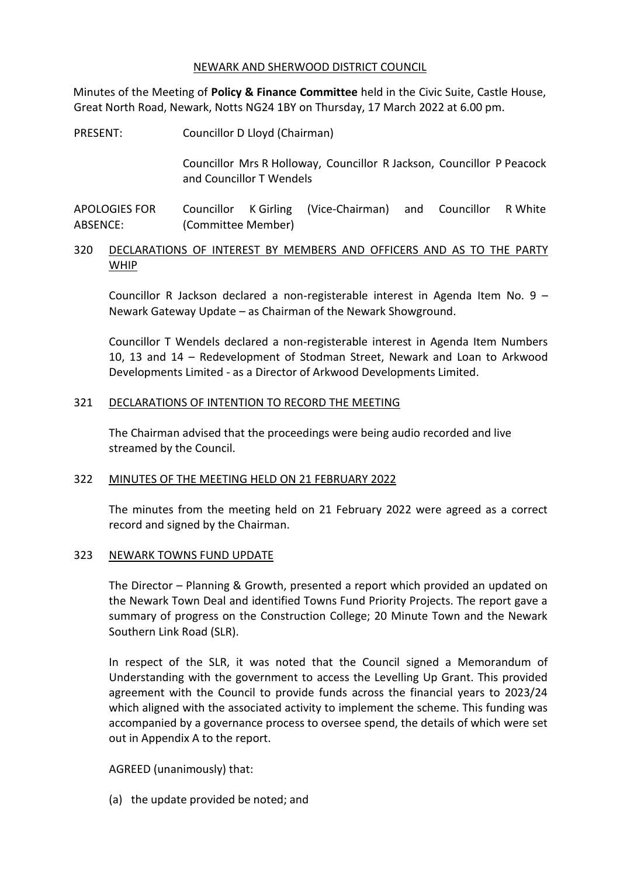NEWARK AND SHERWOOD DISTRICT COUNCIL

Minutes of the Meeting of **Policy & Finance Committee** held in the Civic Suite, Castle House, Great North Road, Newark, Notts NG24 1BY on Thursday, 17 March 2022 at 6.00 pm.

PRESENT: Councillor D Lloyd (Chairman)

Councillor Mrs R Holloway, Councillor R Jackson, Councillor P Peacock and Councillor T Wendels

APOLOGIES FOR ABSENCE: Councillor K Girling (Vice-Chairman) and Councillor R White (Committee Member)

## 320 DECLARATIONS OF INTEREST BY MEMBERS AND OFFICERS AND AS TO THE PARTY WHIP

Councillor R Jackson declared a non-registerable interest in Agenda Item No. 9 – Newark Gateway Update – as Chairman of the Newark Showground.

Councillor T Wendels declared a non-registerable interest in Agenda Item Numbers 10, 13 and 14 – Redevelopment of Stodman Street, Newark and Loan to Arkwood Developments Limited - as a Director of Arkwood Developments Limited.

## 321 DECLARATIONS OF INTENTION TO RECORD THE MEETING

The Chairman advised that the proceedings were being audio recorded and live streamed by the Council.

## 322 MINUTES OF THE MEETING HELD ON 21 FEBRUARY 2022

The minutes from the meeting held on 21 February 2022 were agreed as a correct record and signed by the Chairman.

## 323 NEWARK TOWNS FUND UPDATE

The Director – Planning & Growth, presented a report which provided an updated on the Newark Town Deal and identified Towns Fund Priority Projects. The report gave a summary of progress on the Construction College; 20 Minute Town and the Newark Southern Link Road (SLR).

In respect of the SLR, it was noted that the Council signed a Memorandum of Understanding with the government to access the Levelling Up Grant. This provided agreement with the Council to provide funds across the financial years to 2023/24 which aligned with the associated activity to implement the scheme. This funding was accompanied by a governance process to oversee spend, the details of which were set out in Appendix A to the report.

AGREED (unanimously) that:

(a) the update provided be noted; and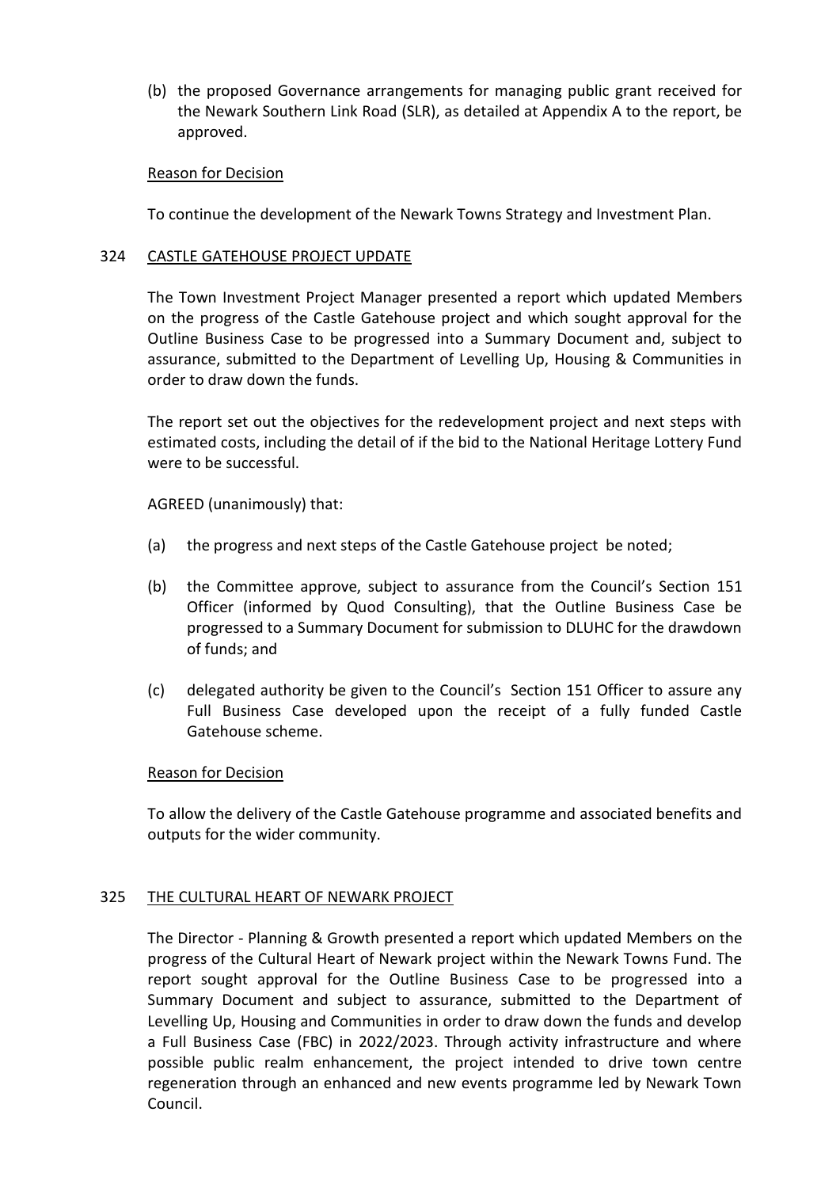(b) the proposed Governance arrangements for managing public grant received for the Newark Southern Link Road (SLR), as detailed at Appendix A to the report, be approved.

Reason for Decision

To continue the development of the Newark Towns Strategy and Investment Plan.

## 324 CASTLE GATEHOUSE PROJECT UPDATE

The Town Investment Project Manager presented a report which updated Members on the progress of the Castle Gatehouse project and which sought approval for the Outline Business Case to be progressed into a Summary Document and, subject to assurance, submitted to the Department of Levelling Up, Housing & Communities in order to draw down the funds.

The report set out the objectives for the redevelopment project and next steps with estimated costs, including the detail of if the bid to the National Heritage Lottery Fund were to be successful.

AGREED (unanimously) that:

(a) the progress and next steps of the Castle Gatehouse project be noted;

(b) the Committee approve, subject to assurance from the Council's Section 151 Officer (informed by Quod Consulting), that the Outline Business Case be progressed to a Summary Document for submission to DLUHC for the drawdown of funds; and

(c) delegated authority be given to the Council's Section 151 Officer to assure any Full Business Case developed upon the receipt of a fully funded Castle Gatehouse scheme.

Reason for Decision

To allow the delivery of the Castle Gatehouse programme and associated benefits and outputs for the wider community.

## 325 THE CULTURAL HEART OF NEWARK PROJECT

The Director - Planning & Growth presented a report which updated Members on the progress of the Cultural Heart of Newark project within the Newark Towns Fund. The report sought approval for the Outline Business Case to be progressed into a Summary Document and subject to assurance, submitted to the Department of Levelling Up, Housing and Communities in order to draw down the funds and develop a Full Business Case (FBC) in 2022/2023. Through activity infrastructure and where possible public realm enhancement, the project intended to drive town centre regeneration through an enhanced and new events programme led by Newark Town Council.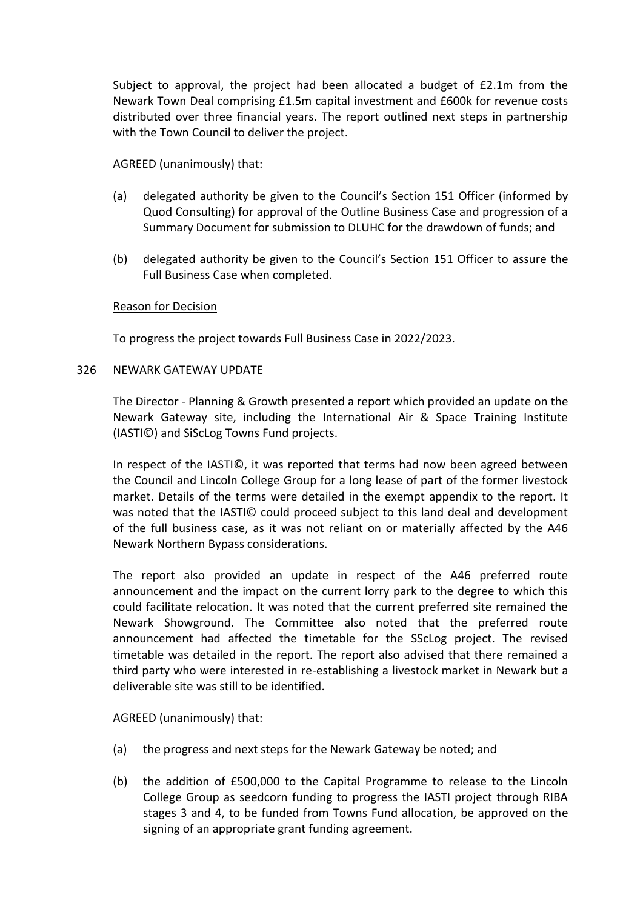Subject to approval, the project had been allocated a budget of £2.1m from the Newark Town Deal comprising £1.5m capital investment and £600k for revenue costs distributed over three financial years. The report outlined next steps in partnership with the Town Council to deliver the project.

AGREED (unanimously) that:

(a) delegated authority be given to the Council's Section 151 Officer (informed by Quod Consulting) for approval of the Outline Business Case and progression of a Summary Document for submission to DLUHC for the drawdown of funds; and

(b) delegated authority be given to the Council's Section 151 Officer to assure the Full Business Case when completed.

Reason for Decision

To progress the project towards Full Business Case in 2022/2023.

326 NEWARK GATEWAY UPDATE

The Director - Planning & Growth presented a report which provided an update on the Newark Gateway site, including the International Air & Space Training Institute (IASTI©) and SiScLog Towns Fund projects.

In respect of the IASTI©, it was reported that terms had now been agreed between the Council and Lincoln College Group for a long lease of part of the former livestock market. Details of the terms were detailed in the exempt appendix to the report. It was noted that the IASTI© could proceed subject to this land deal and development of the full business case, as it was not reliant on or materially affected by the A46 Newark Northern Bypass considerations.

The report also provided an update in respect of the A46 preferred route announcement and the impact on the current lorry park to the degree to which this could facilitate relocation. It was noted that the current preferred site remained the Newark Showground. The Committee also noted that the preferred route announcement had affected the timetable for the SScLog project. The revised timetable was detailed in the report. The report also advised that there remained a third party who were interested in re-establishing a livestock market in Newark but a deliverable site was still to be identified.

AGREED (unanimously) that:

(a) the progress and next steps for the Newark Gateway be noted; and

(b) the addition of £500,000 to the Capital Programme to release to the Lincoln College Group as seedcorn funding to progress the IASTI project through RIBA stages 3 and 4, to be funded from Towns Fund allocation, be approved on the signing of an appropriate grant funding agreement.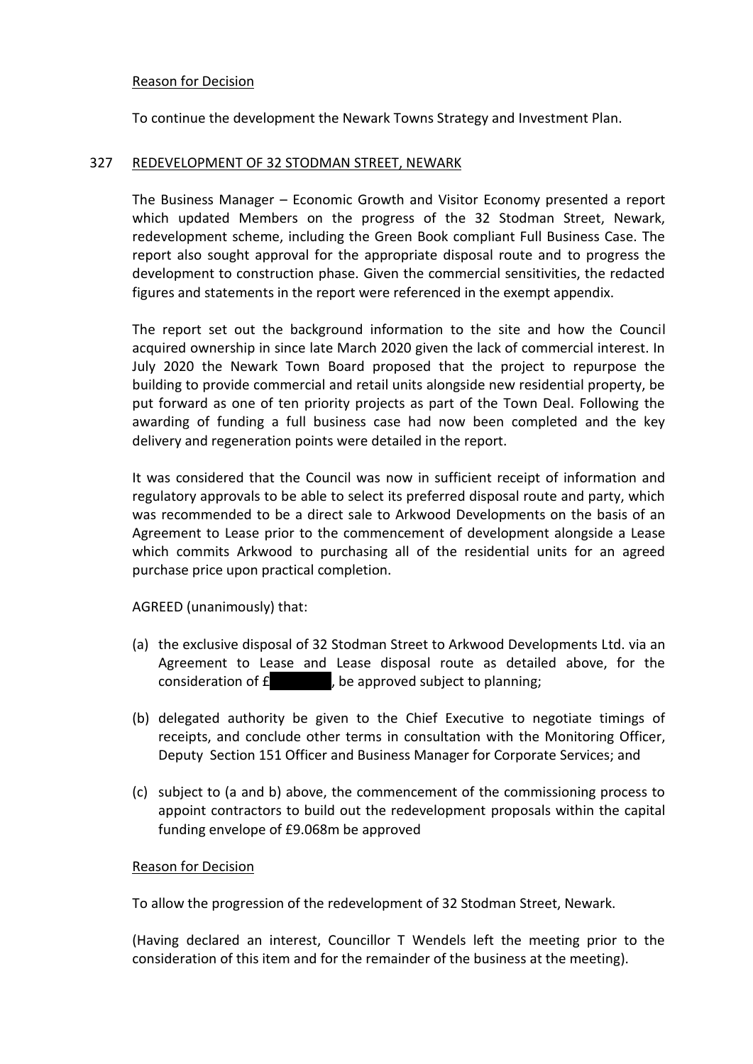Reason for Decision

To continue the development the Newark Towns Strategy and Investment Plan.

## 327 REDEVELOPMENT OF 32 STODMAN STREET, NEWARK

The Business Manager – Economic Growth and Visitor Economy presented a report which updated Members on the progress of the 32 Stodman Street, Newark, redevelopment scheme, including the Green Book compliant Full Business Case. The report also sought approval for the appropriate disposal route and to progress the development to construction phase. Given the commercial sensitivities, the redacted figures and statements in the report were referenced in the exempt appendix.

The report set out the background information to the site and how the Council acquired ownership in since late March 2020 given the lack of commercial interest. In July 2020 the Newark Town Board proposed that the project to repurpose the building to provide commercial and retail units alongside new residential property, be put forward as one of ten priority projects as part of the Town Deal. Following the awarding of funding a full business case had now been completed and the key delivery and regeneration points were detailed in the report.

It was considered that the Council was now in sufficient receipt of information and regulatory approvals to be able to select its preferred disposal route and party, which was recommended to be a direct sale to Arkwood Developments on the basis of an Agreement to Lease prior to the commencement of development alongside a Lease which commits Arkwood to purchasing all of the residential units for an agreed purchase price upon practical completion.

AGREED (unanimously) that:

(a) the exclusive disposal of 32 Stodman Street to Arkwood Developments Ltd. via an Agreement to Lease and Lease disposal route as detailed above, for the consideration of £[redacted], be approved subject to planning;

(b) delegated authority be given to the Chief Executive to negotiate timings of receipts, and conclude other terms in consultation with the Monitoring Officer, Deputy Section 151 Officer and Business Manager for Corporate Services; and

(c) subject to (a and b) above, the commencement of the commissioning process to appoint contractors to build out the redevelopment proposals within the capital funding envelope of £9.068m be approved

Reason for Decision

To allow the progression of the redevelopment of 32 Stodman Street, Newark.

(Having declared an interest, Councillor T Wendels left the meeting prior to the consideration of this item and for the remainder of the business at the meeting).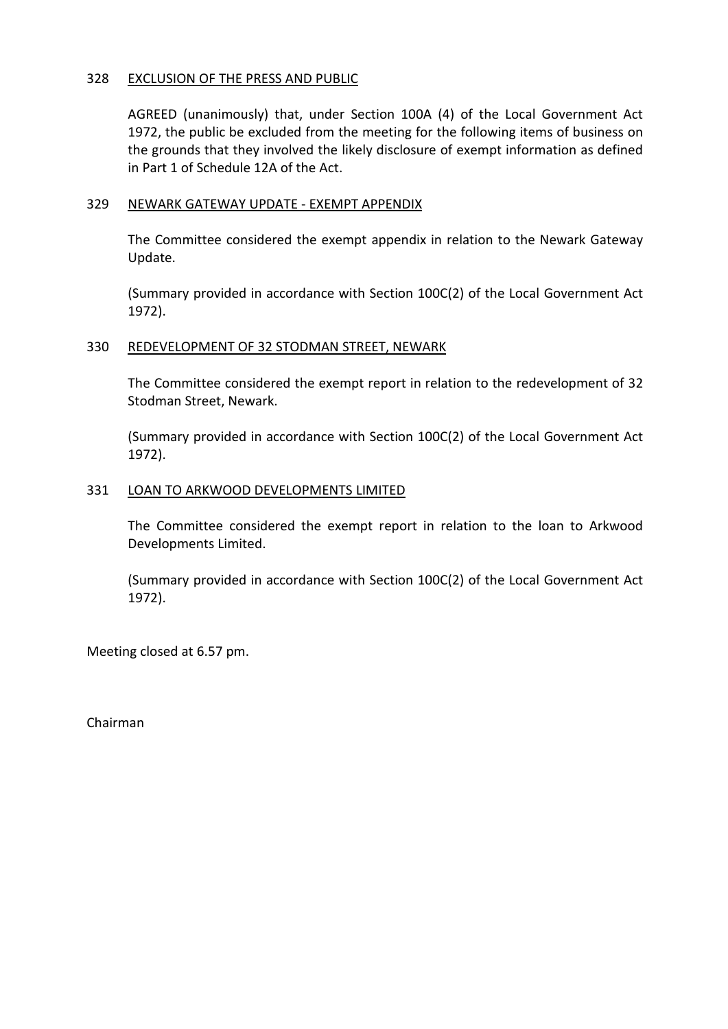328 <u>EXCLUSION OF THE PRESS AND PUBLIC</u>

AGREED (unanimously) that, under Section 100A (4) of the Local Government Act 1972, the public be excluded from the meeting for the following items of business on the grounds that they involved the likely disclosure of exempt information as defined in Part 1 of Schedule 12A of the Act.

329 <u>NEWARK GATEWAY UPDATE - EXEMPT APPENDIX</u>

The Committee considered the exempt appendix in relation to the Newark Gateway Update.

(Summary provided in accordance with Section 100C(2) of the Local Government Act 1972).

330 <u>REDEVELOPMENT OF 32 STODMAN STREET, NEWARK</u>

The Committee considered the exempt report in relation to the redevelopment of 32 Stodman Street, Newark.

(Summary provided in accordance with Section 100C(2) of the Local Government Act 1972).

331 <u>LOAN TO ARKWOOD DEVELOPMENTS LIMITED</u>

The Committee considered the exempt report in relation to the loan to Arkwood Developments Limited.

(Summary provided in accordance with Section 100C(2) of the Local Government Act 1972).

Meeting closed at 6.57 pm.

Chairman